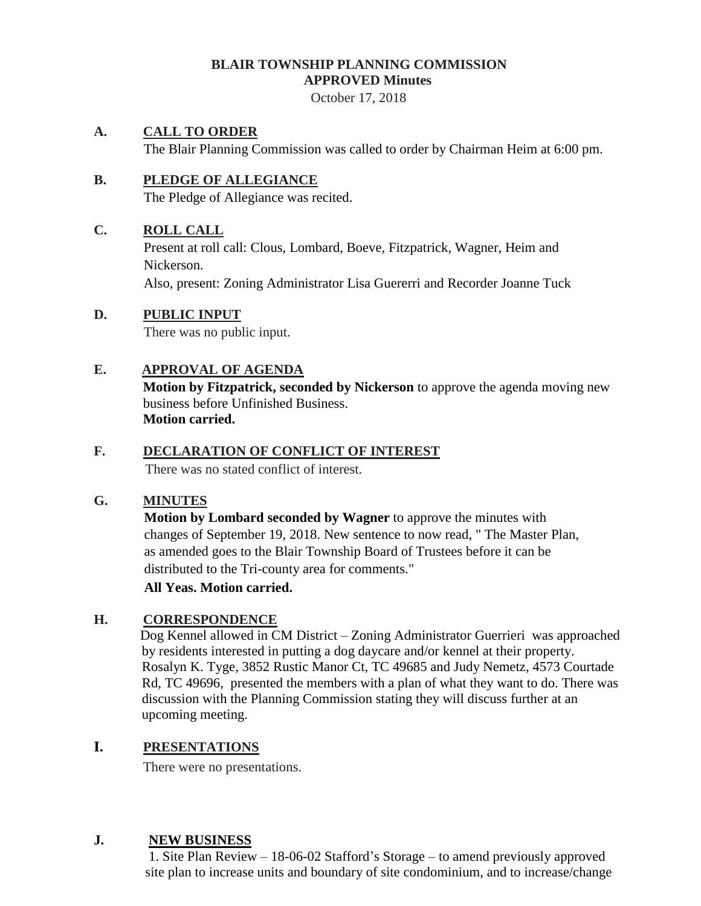# BLAIR TOWNSHIP PLANNING COMMISSION
## APPROVED Minutes

October 17, 2018

## A. CALL TO ORDER

The Blair Planning Commission was called to order by Chairman Heim at 6:00 pm.

## B. PLEDGE OF ALLEGIANCE

The Pledge of Allegiance was recited.

## C. ROLL CALL

Present at roll call: Clous, Lombard, Boeve, Fitzpatrick, Wagner, Heim and Nickerson.

Also, present: Zoning Administrator Lisa Guererri and Recorder Joanne Tuck

## D. PUBLIC INPUT

There was no public input.

## E. APPROVAL OF AGENDA

**Motion by Fitzpatrick, seconded by Nickerson** to approve the agenda moving new business before Unfinished Business.
**Motion carried.**

## F. DECLARATION OF CONFLICT OF INTEREST

There was no stated conflict of interest.

## G. MINUTES

**Motion by Lombard seconded by Wagner** to approve the minutes with changes of September 19, 2018. New sentence to now read, " The Master Plan, as amended goes to the Blair Township Board of Trustees before it can be distributed to the Tri-county area for comments."

**All Yeas. Motion carried.**

## H. CORRESPONDENCE

Dog Kennel allowed in CM District – Zoning Administrator Guerrieri was approached by residents interested in putting a dog daycare and/or kennel at their property. Rosalyn K. Tyge, 3852 Rustic Manor Ct, TC 49685 and Judy Nemetz, 4573 Courtade Rd, TC 49696, presented the members with a plan of what they want to do. There was discussion with the Planning Commission stating they will discuss further at an upcoming meeting.

## I. PRESENTATIONS

There were no presentations.

## J. NEW BUSINESS

1. Site Plan Review – 18-06-02 Stafford's Storage – to amend previously approved site plan to increase units and boundary of site condominium, and to increase/change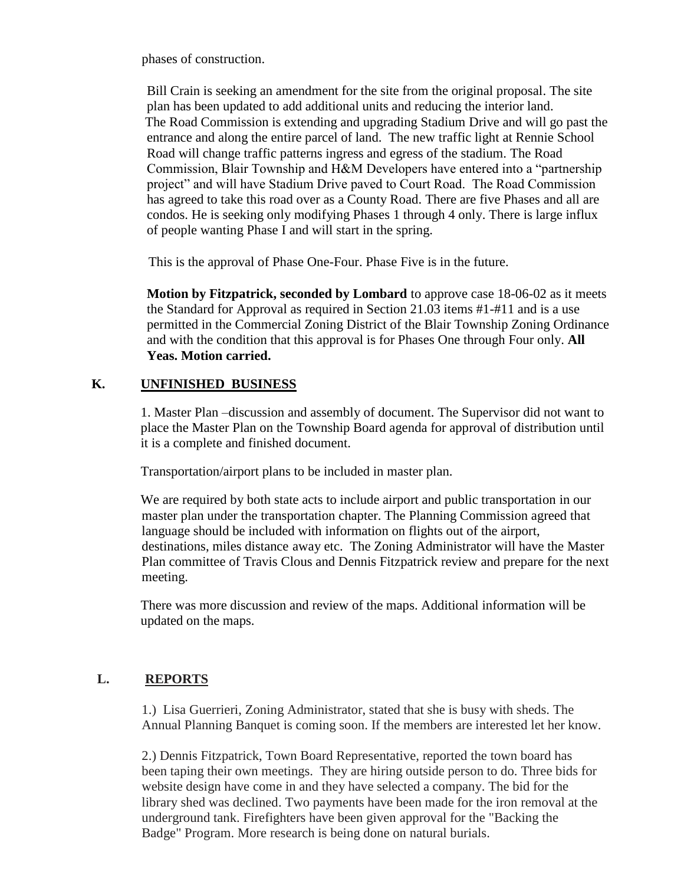phases of construction.

Bill Crain is seeking an amendment for the site from the original proposal. The site plan has been updated to add additional units and reducing the interior land. The Road Commission is extending and upgrading Stadium Drive and will go past the entrance and along the entire parcel of land. The new traffic light at Rennie School Road will change traffic patterns ingress and egress of the stadium. The Road Commission, Blair Township and H&M Developers have entered into a "partnership project" and will have Stadium Drive paved to Court Road. The Road Commission has agreed to take this road over as a County Road. There are five Phases and all are condos. He is seeking only modifying Phases 1 through 4 only. There is large influx of people wanting Phase I and will start in the spring.

This is the approval of Phase One-Four. Phase Five is in the future.

**Motion by Fitzpatrick, seconded by Lombard** to approve case 18-06-02 as it meets the Standard for Approval as required in Section 21.03 items #1-#11 and is a use permitted in the Commercial Zoning District of the Blair Township Zoning Ordinance and with the condition that this approval is for Phases One through Four only. **All Yeas. Motion carried.**

## K. UNFINISHED BUSINESS

1. Master Plan –discussion and assembly of document. The Supervisor did not want to place the Master Plan on the Township Board agenda for approval of distribution until it is a complete and finished document.

Transportation/airport plans to be included in master plan.

We are required by both state acts to include airport and public transportation in our master plan under the transportation chapter. The Planning Commission agreed that language should be included with information on flights out of the airport, destinations, miles distance away etc. The Zoning Administrator will have the Master Plan committee of Travis Clous and Dennis Fitzpatrick review and prepare for the next meeting.

There was more discussion and review of the maps. Additional information will be updated on the maps.

## L. REPORTS

1.) Lisa Guerrieri, Zoning Administrator, stated that she is busy with sheds. The Annual Planning Banquet is coming soon. If the members are interested let her know.

2.) Dennis Fitzpatrick, Town Board Representative, reported the town board has been taping their own meetings. They are hiring outside person to do. Three bids for website design have come in and they have selected a company. The bid for the library shed was declined. Two payments have been made for the iron removal at the underground tank. Firefighters have been given approval for the "Backing the Badge" Program. More research is being done on natural burials.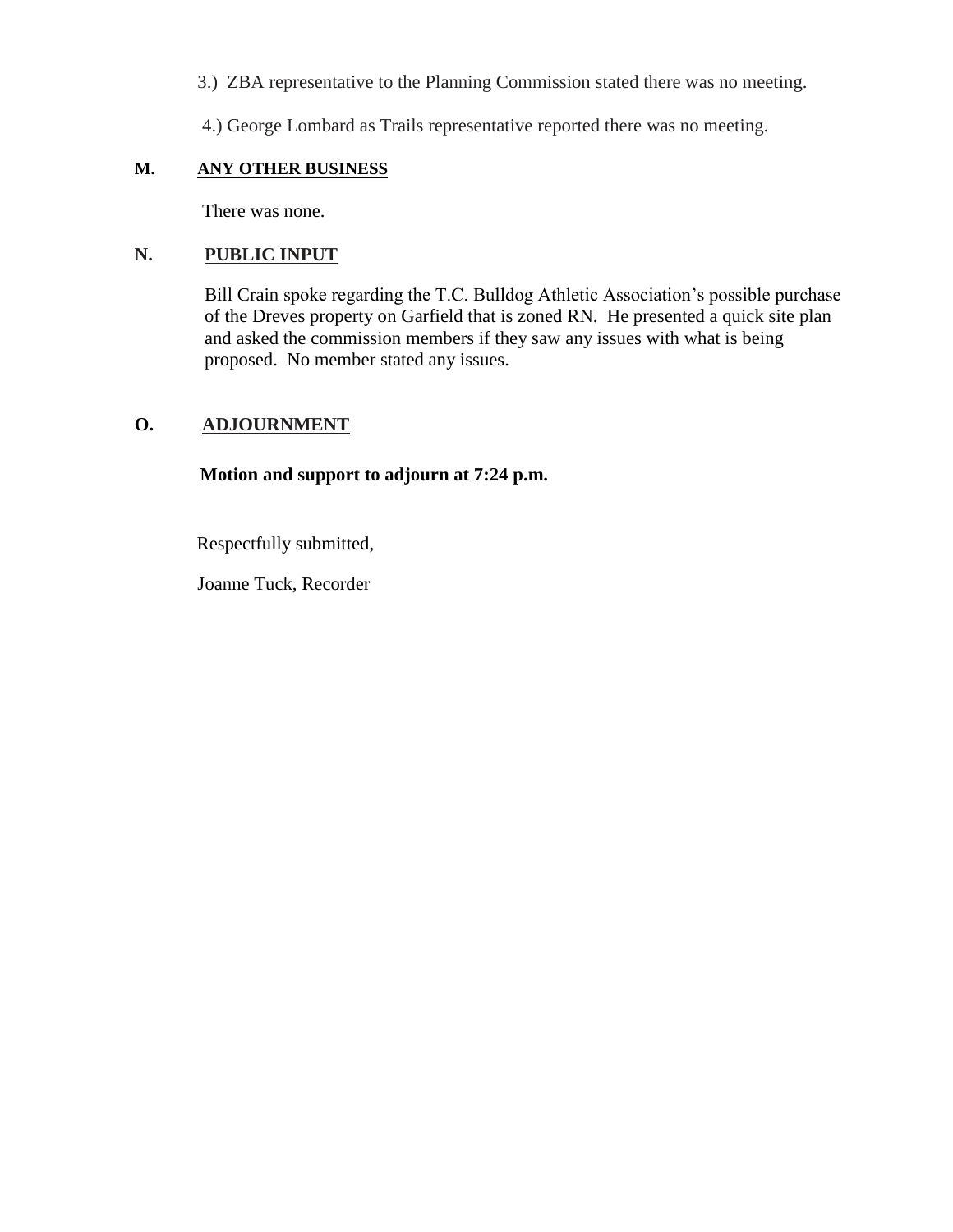3.) ZBA representative to the Planning Commission stated there was no meeting.

4.) George Lombard as Trails representative reported there was no meeting.

**M. ANY OTHER BUSINESS**

There was none.

**N. PUBLIC INPUT**

Bill Crain spoke regarding the T.C. Bulldog Athletic Association's possible purchase of the Dreves property on Garfield that is zoned RN. He presented a quick site plan and asked the commission members if they saw any issues with what is being proposed. No member stated any issues.

**O. ADJOURNMENT**

**Motion and support to adjourn at 7:24 p.m.**

Respectfully submitted,

Joanne Tuck, Recorder